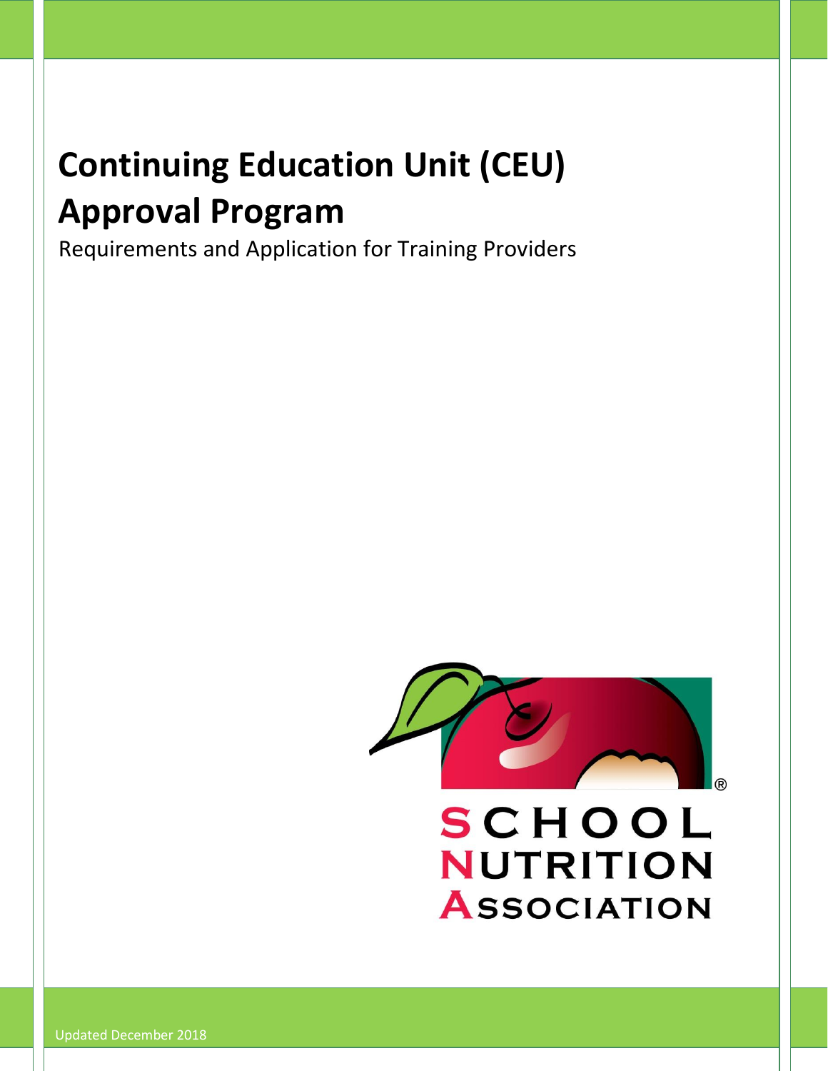# Continuing Education Unit (CEU) Approval Program

Requirements and Application for Training Providers

SCHOOL NUTRITION ASSOCIATION

Updated December 2018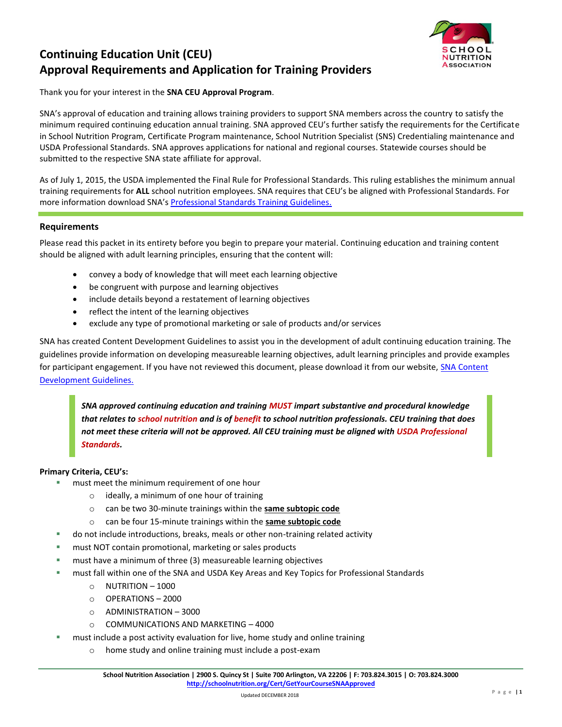## Continuing Education Unit (CEU)
## Approval Requirements and Application for Training Providers

Thank you for your interest in the **SNA CEU Approval Program**.

SNA's approval of education and training allows training providers to support SNA members across the country to satisfy the minimum required continuing education annual training. SNA approved CEU's further satisfy the requirements for the Certificate in School Nutrition Program, Certificate Program maintenance, School Nutrition Specialist (SNS) Credentialing maintenance and USDA Professional Standards. SNA approves applications for national and regional courses. Statewide courses should be submitted to the respective SNA state affiliate for approval.

As of July 1, 2015, the USDA implemented the Final Rule for Professional Standards. This ruling establishes the minimum annual training requirements for **ALL** school nutrition employees. SNA requires that CEU's be aligned with Professional Standards. For more information download SNA's [Professional Standards Training Guidelines.]

### Requirements

Please read this packet in its entirety before you begin to prepare your material. Continuing education and training content should be aligned with adult learning principles, ensuring that the content will:

- convey a body of knowledge that will meet each learning objective
- be congruent with purpose and learning objectives
- include details beyond a restatement of learning objectives
- reflect the intent of the learning objectives
- exclude any type of promotional marketing or sale of products and/or services

SNA has created Content Development Guidelines to assist you in the development of adult continuing education training. The guidelines provide information on developing measureable learning objectives, adult learning principles and provide examples for participant engagement. If you have not reviewed this document, please download it from our website, [SNA Content Development Guidelines.]

> ***SNA approved continuing education and training MUST impart substantive and procedural knowledge that relates to school nutrition and is of benefit to school nutrition professionals. CEU training that does not meet these criteria will not be approved. All CEU training must be aligned with USDA Professional Standards.***

**Primary Criteria, CEU's:**

- must meet the minimum requirement of one hour
  - ideally, a minimum of one hour of training
  - can be two 30-minute trainings within the **same subtopic code**
  - can be four 15-minute trainings within the **same subtopic code**
- do not include introductions, breaks, meals or other non-training related activity
- must NOT contain promotional, marketing or sales products
- must have a minimum of three (3) measureable learning objectives
- must fall within one of the SNA and USDA Key Areas and Key Topics for Professional Standards
  - NUTRITION – 1000
  - OPERATIONS – 2000
  - ADMINISTRATION – 3000
  - COMMUNICATIONS AND MARKETING – 4000
- must include a post activity evaluation for live, home study and online training
  - home study and online training must include a post-exam

School Nutrition Association | 2900 S. Quincy St | Suite 700 Arlington, VA 22206 | F: 703.824.3015 | O: 703.824.3000
http://schoolnutrition.org/Cert/GetYourCourseSNAApproved

Updated DECEMBER 2018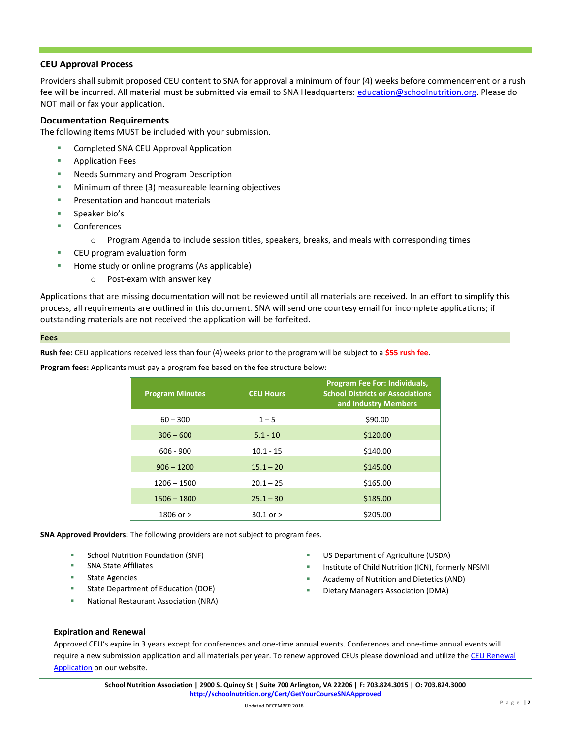## CEU Approval Process

Providers shall submit proposed CEU content to SNA for approval a minimum of four (4) weeks before commencement or a rush fee will be incurred. All material must be submitted via email to SNA Headquarters: education@schoolnutrition.org. Please do NOT mail or fax your application.

### Documentation Requirements

The following items MUST be included with your submission.

- Completed SNA CEU Approval Application
- Application Fees
- Needs Summary and Program Description
- Minimum of three (3) measureable learning objectives
- Presentation and handout materials
- Speaker bio's
- Conferences
  - Program Agenda to include session titles, speakers, breaks, and meals with corresponding times
- CEU program evaluation form
- Home study or online programs (As applicable)
  - Post-exam with answer key

Applications that are missing documentation will not be reviewed until all materials are received. In an effort to simplify this process, all requirements are outlined in this document. SNA will send one courtesy email for incomplete applications; if outstanding materials are not received the application will be forfeited.

### Fees

**Rush fee:** CEU applications received less than four (4) weeks prior to the program will be subject to a **$55 rush fee**.

**Program fees:** Applicants must pay a program fee based on the fee structure below:

| Program Minutes | CEU Hours | Program Fee For: Individuals, School Districts or Associations and Industry Members |
|---|---|---|
| 60 – 300 | 1 – 5 | $90.00 |
| 306 – 600 | 5.1 - 10 | $120.00 |
| 606 - 900 | 10.1 - 15 | $140.00 |
| 906 – 1200 | 15.1 – 20 | $145.00 |
| 1206 – 1500 | 20.1 – 25 | $165.00 |
| 1506 – 1800 | 25.1 – 30 | $185.00 |
| 1806 or > | 30.1 or > | $205.00 |

**SNA Approved Providers:** The following providers are not subject to program fees.

- School Nutrition Foundation (SNF)
- SNA State Affiliates
- State Agencies
- State Department of Education (DOE)
- National Restaurant Association (NRA)
- US Department of Agriculture (USDA)
- Institute of Child Nutrition (ICN), formerly NFSMI
- Academy of Nutrition and Dietetics (AND)
- Dietary Managers Association (DMA)

### Expiration and Renewal

Approved CEU's expire in 3 years except for conferences and one-time annual events. Conferences and one-time annual events will require a new submission application and all materials per year. To renew approved CEUs please download and utilize the CEU Renewal Application on our website.

**School Nutrition Association | 2900 S. Quincy St | Suite 700 Arlington, VA 22206 | F: 703.824.3015 | O: 703.824.3000**
**http://schoolnutrition.org/Cert/GetYourCourseSNAApproved**

Updated DECEMBER 2018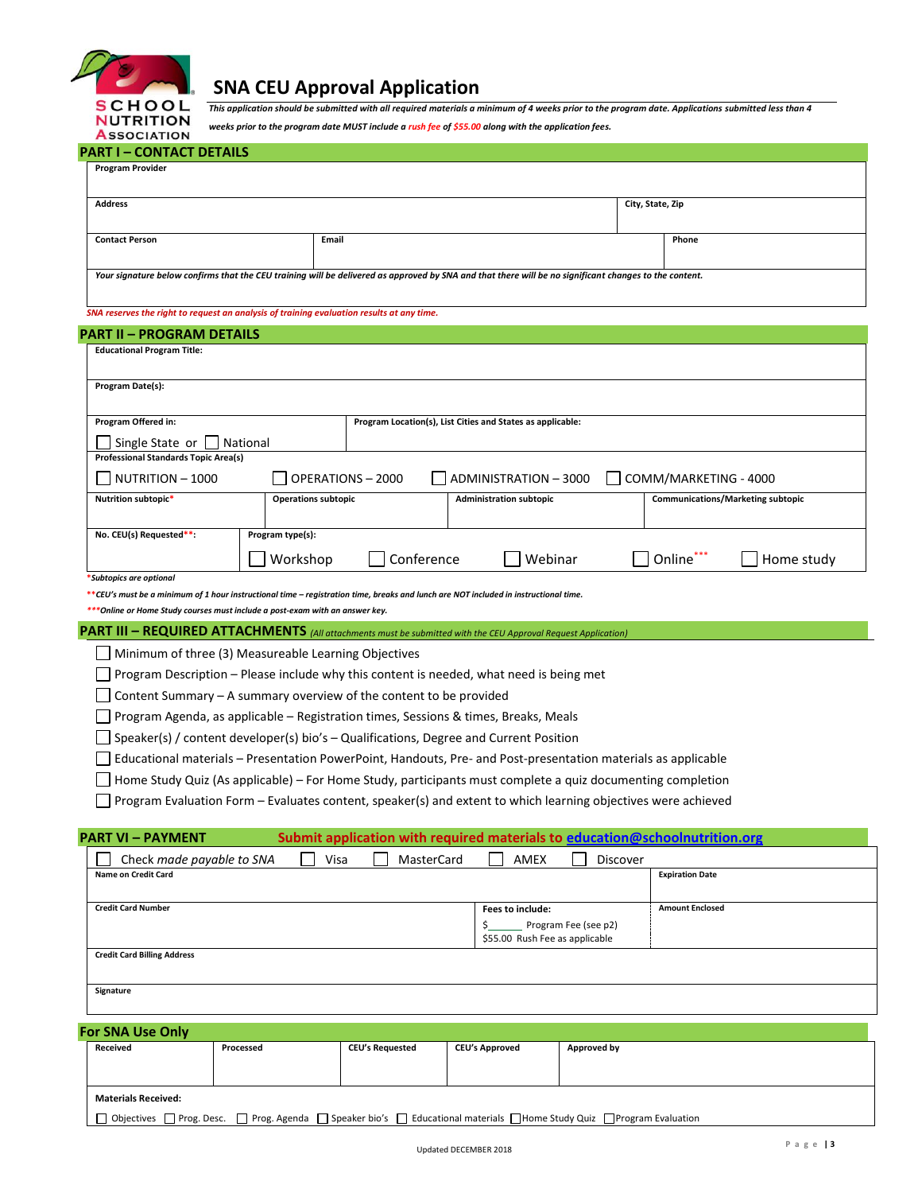# SNA CEU Approval Application

*This application should be submitted with all required materials a minimum of 4 weeks prior to the program date. Applications submitted less than 4 weeks prior to the program date MUST include a rush fee of $55.00 along with the application fees.*

## PART I – CONTACT DETAILS

| | | |
|---|---|---|
| **Program Provider** | | |
| **Address** | | **City, State, Zip** |
| **Contact Person** | **Email** | **Phone** |

*Your signature below confirms that the CEU training will be delivered as approved by SNA and that there will be no significant changes to the content.*

*SNA reserves the right to request an analysis of training evaluation results at any time.*

## PART II – PROGRAM DETAILS

**Educational Program Title:**

**Program Date(s):**

**Program Offered in:** ☐ Single State or ☐ National

**Program Location(s), List Cities and States as applicable:**

**Professional Standards Topic Area(s)**

☐ NUTRITION – 1000 ☐ OPERATIONS – 2000 ☐ ADMINISTRATION – 3000 ☐ COMM/MARKETING - 4000

| **Nutrition subtopic*** | **Operations subtopic** | **Administration subtopic** | **Communications/Marketing subtopic** |
|---|---|---|---|
| | | | |

**No. CEU(s) Requested**:**

**Program type(s):** ☐ Workshop ☐ Conference ☐ Webinar ☐ Online*** ☐ Home study

**Subtopics are optional*

***CEU's must be a minimum of 1 hour instructional time – registration time, breaks and lunch are NOT included in instructional time.*

****Online or Home Study courses must include a post-exam with an answer key.*

## PART III – REQUIRED ATTACHMENTS *(All attachments must be submitted with the CEU Approval Request Application)*

- ☐ Minimum of three (3) Measureable Learning Objectives
- ☐ Program Description – Please include why this content is needed, what need is being met
- ☐ Content Summary – A summary overview of the content to be provided
- ☐ Program Agenda, as applicable – Registration times, Sessions & times, Breaks, Meals
- ☐ Speaker(s) / content developer(s) bio's – Qualifications, Degree and Current Position
- ☐ Educational materials – Presentation PowerPoint, Handouts, Pre- and Post-presentation materials as applicable
- ☐ Home Study Quiz (As applicable) – For Home Study, participants must complete a quiz documenting completion
- ☐ Program Evaluation Form – Evaluates content, speaker(s) and extent to which learning objectives were achieved

## PART VI – PAYMENT

**Submit application with required materials to education@schoolnutrition.org**

☐ Check *made payable to SNA* ☐ Visa ☐ MasterCard ☐ AMEX ☐ Discover

| | | |
|---|---|---|
| **Name on Credit Card** | | **Expiration Date** |
| **Credit Card Number** | **Fees to include:**<br>$______ Program Fee (see p2)<br>$55.00 Rush Fee as applicable | **Amount Enclosed** |
| **Credit Card Billing Address** | | |
| **Signature** | | |

## For SNA Use Only

| **Received** | **Processed** | **CEU's Requested** | **CEU's Approved** | **Approved by** |
|---|---|---|---|---|
| | | | | |

**Materials Received:**

☐ Objectives ☐ Prog. Desc. ☐ Prog. Agenda ☐ Speaker bio's ☐ Educational materials ☐ Home Study Quiz ☐ Program Evaluation

Updated DECEMBER 2018